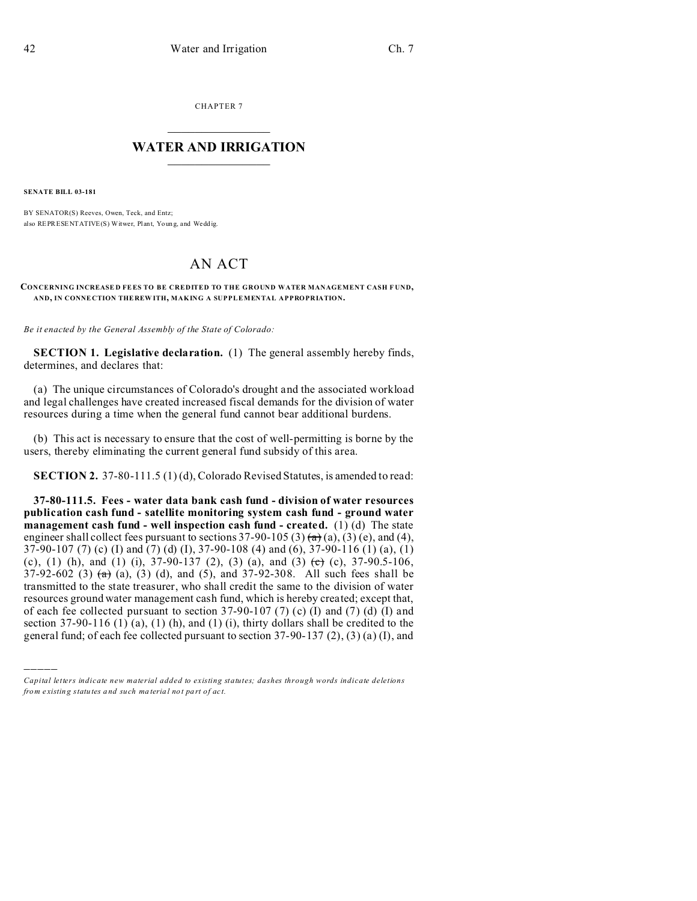CHAPTER 7

# WATER AND IRRIGATION

**SENATE BILL 03-181**

BY SENATOR(S) Reeves, Owen, Teck, and Entz;
also REPRESENTATIVE(S) Witwer, Plant, Young, and Weddig.

# AN ACT

**CONCERNING INCREASED FEES TO BE CREDITED TO THE GROUND WATER MANAGEMENT CASH FUND, AND, IN CONNECTION THEREWITH, MAKING A SUPPLEMENTAL APPROPRIATION.**

*Be it enacted by the General Assembly of the State of Colorado:*

**SECTION 1. Legislative declaration.** (1) The general assembly hereby finds, determines, and declares that:

(a) The unique circumstances of Colorado's drought and the associated workload and legal challenges have created increased fiscal demands for the division of water resources during a time when the general fund cannot bear additional burdens.

(b) This act is necessary to ensure that the cost of well-permitting is borne by the users, thereby eliminating the current general fund subsidy of this area.

**SECTION 2.** 37-80-111.5 (1) (d), Colorado Revised Statutes, is amended to read:

**37-80-111.5. Fees - water data bank cash fund - division of water resources publication cash fund - satellite monitoring system cash fund - ground water management cash fund - well inspection cash fund - created.** (1) (d) The state engineer shall collect fees pursuant to sections 37-90-105 (3) ~~(a)~~ (a), (3) (e), and (4), 37-90-107 (7) (c) (I) and (7) (d) (I), 37-90-108 (4) and (6), 37-90-116 (1) (a), (1) (c), (1) (h), and (1) (i), 37-90-137 (2), (3) (a), and (3) ~~(c)~~ (c), 37-90.5-106, 37-92-602 (3) ~~(a)~~ (a), (3) (d), and (5), and 37-92-308. All such fees shall be transmitted to the state treasurer, who shall credit the same to the division of water resources ground water management cash fund, which is hereby created; except that, of each fee collected pursuant to section 37-90-107 (7) (c) (I) and (7) (d) (I) and section 37-90-116 (1) (a), (1) (h), and (1) (i), thirty dollars shall be credited to the general fund; of each fee collected pursuant to section 37-90-137 (2), (3) (a) (I), and

---

*Capital letters indicate new material added to existing statutes; dashes through words indicate deletions from existing statutes and such material not part of act.*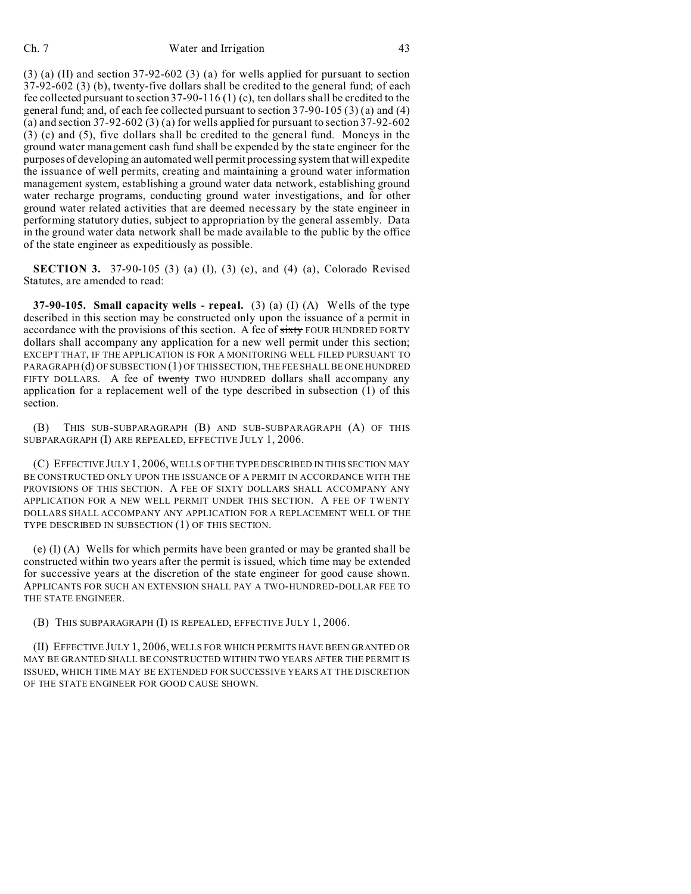(3) (a) (II) and section 37-92-602 (3) (a) for wells applied for pursuant to section 37-92-602 (3) (b), twenty-five dollars shall be credited to the general fund; of each fee collected pursuant to section 37-90-116 (1) (c), ten dollars shall be credited to the general fund; and, of each fee collected pursuant to section 37-90-105 (3) (a) and (4) (a) and section 37-92-602 (3) (a) for wells applied for pursuant to section 37-92-602 (3) (c) and (5), five dollars shall be credited to the general fund. Moneys in the ground water management cash fund shall be expended by the state engineer for the purposes of developing an automated well permit processing system that will expedite the issuance of well permits, creating and maintaining a ground water information management system, establishing a ground water data network, establishing ground water recharge programs, conducting ground water investigations, and for other ground water related activities that are deemed necessary by the state engineer in performing statutory duties, subject to appropriation by the general assembly. Data in the ground water data network shall be made available to the public by the office of the state engineer as expeditiously as possible.

**SECTION 3.** 37-90-105 (3) (a) (I), (3) (e), and (4) (a), Colorado Revised Statutes, are amended to read:

**37-90-105. Small capacity wells - repeal.** (3) (a) (I) (A) Wells of the type described in this section may be constructed only upon the issuance of a permit in accordance with the provisions of this section. A fee of ~~sixty~~ FOUR HUNDRED FORTY dollars shall accompany any application for a new well permit under this section; EXCEPT THAT, IF THE APPLICATION IS FOR A MONITORING WELL FILED PURSUANT TO PARAGRAPH (d) OF SUBSECTION (1) OF THIS SECTION, THE FEE SHALL BE ONE HUNDRED FIFTY DOLLARS. A fee of ~~twenty~~ TWO HUNDRED dollars shall accompany any application for a replacement well of the type described in subsection (1) of this section.

(B) THIS SUB-SUBPARAGRAPH (B) AND SUB-SUBPARAGRAPH (A) OF THIS SUBPARAGRAPH (I) ARE REPEALED, EFFECTIVE JULY 1, 2006.

(C) EFFECTIVE JULY 1, 2006, WELLS OF THE TYPE DESCRIBED IN THIS SECTION MAY BE CONSTRUCTED ONLY UPON THE ISSUANCE OF A PERMIT IN ACCORDANCE WITH THE PROVISIONS OF THIS SECTION. A FEE OF SIXTY DOLLARS SHALL ACCOMPANY ANY APPLICATION FOR A NEW WELL PERMIT UNDER THIS SECTION. A FEE OF TWENTY DOLLARS SHALL ACCOMPANY ANY APPLICATION FOR A REPLACEMENT WELL OF THE TYPE DESCRIBED IN SUBSECTION (1) OF THIS SECTION.

(e) (I) (A) Wells for which permits have been granted or may be granted shall be constructed within two years after the permit is issued, which time may be extended for successive years at the discretion of the state engineer for good cause shown. APPLICANTS FOR SUCH AN EXTENSION SHALL PAY A TWO-HUNDRED-DOLLAR FEE TO THE STATE ENGINEER.

(B) THIS SUBPARAGRAPH (I) IS REPEALED, EFFECTIVE JULY 1, 2006.

(II) EFFECTIVE JULY 1, 2006, WELLS FOR WHICH PERMITS HAVE BEEN GRANTED OR MAY BE GRANTED SHALL BE CONSTRUCTED WITHIN TWO YEARS AFTER THE PERMIT IS ISSUED, WHICH TIME MAY BE EXTENDED FOR SUCCESSIVE YEARS AT THE DISCRETION OF THE STATE ENGINEER FOR GOOD CAUSE SHOWN.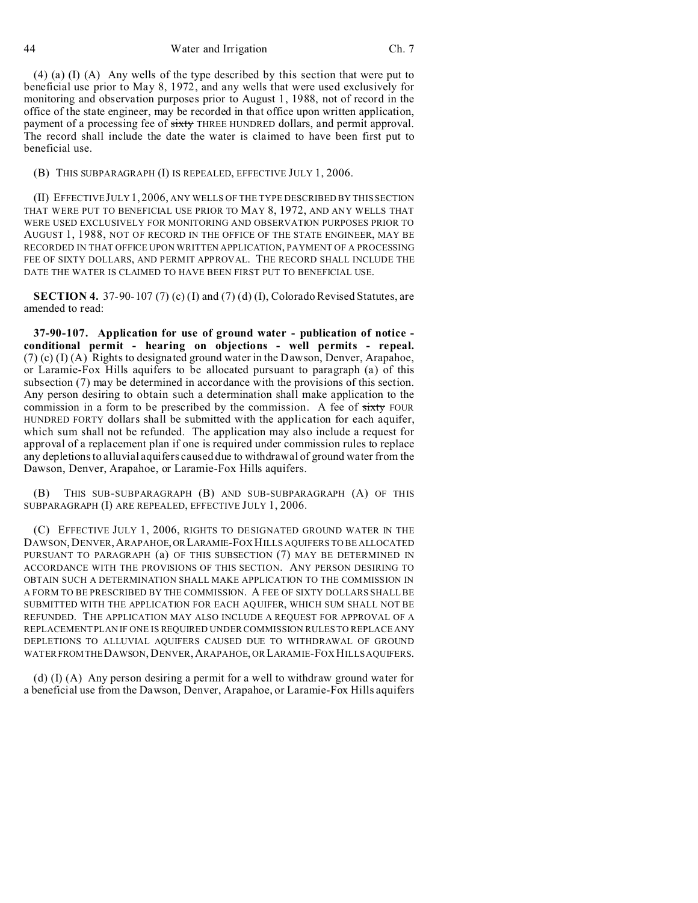(4) (a) (I) (A) Any wells of the type described by this section that were put to beneficial use prior to May 8, 1972, and any wells that were used exclusively for monitoring and observation purposes prior to August 1, 1988, not of record in the office of the state engineer, may be recorded in that office upon written application, payment of a processing fee of ~~sixty~~ THREE HUNDRED dollars, and permit approval. The record shall include the date the water is claimed to have been first put to beneficial use.

(B) THIS SUBPARAGRAPH (I) IS REPEALED, EFFECTIVE JULY 1, 2006.

(II) EFFECTIVE JULY 1, 2006, ANY WELLS OF THE TYPE DESCRIBED BY THIS SECTION THAT WERE PUT TO BENEFICIAL USE PRIOR TO MAY 8, 1972, AND ANY WELLS THAT WERE USED EXCLUSIVELY FOR MONITORING AND OBSERVATION PURPOSES PRIOR TO AUGUST 1, 1988, NOT OF RECORD IN THE OFFICE OF THE STATE ENGINEER, MAY BE RECORDED IN THAT OFFICE UPON WRITTEN APPLICATION, PAYMENT OF A PROCESSING FEE OF SIXTY DOLLARS, AND PERMIT APPROVAL. THE RECORD SHALL INCLUDE THE DATE THE WATER IS CLAIMED TO HAVE BEEN FIRST PUT TO BENEFICIAL USE.

**SECTION 4.** 37-90-107 (7) (c) (I) and (7) (d) (I), Colorado Revised Statutes, are amended to read:

**37-90-107. Application for use of ground water - publication of notice - conditional permit - hearing on objections - well permits - repeal.** (7) (c) (I) (A) Rights to designated ground water in the Dawson, Denver, Arapahoe, or Laramie-Fox Hills aquifers to be allocated pursuant to paragraph (a) of this subsection (7) may be determined in accordance with the provisions of this section. Any person desiring to obtain such a determination shall make application to the commission in a form to be prescribed by the commission. A fee of ~~sixty~~ FOUR HUNDRED FORTY dollars shall be submitted with the application for each aquifer, which sum shall not be refunded. The application may also include a request for approval of a replacement plan if one is required under commission rules to replace any depletions to alluvial aquifers caused due to withdrawal of ground water from the Dawson, Denver, Arapahoe, or Laramie-Fox Hills aquifers.

(B) THIS SUB-SUBPARAGRAPH (B) AND SUB-SUBPARAGRAPH (A) OF THIS SUBPARAGRAPH (I) ARE REPEALED, EFFECTIVE JULY 1, 2006.

(C) EFFECTIVE JULY 1, 2006, RIGHTS TO DESIGNATED GROUND WATER IN THE DAWSON, DENVER, ARAPAHOE, OR LARAMIE-FOX HILLS AQUIFERS TO BE ALLOCATED PURSUANT TO PARAGRAPH (a) OF THIS SUBSECTION (7) MAY BE DETERMINED IN ACCORDANCE WITH THE PROVISIONS OF THIS SECTION. ANY PERSON DESIRING TO OBTAIN SUCH A DETERMINATION SHALL MAKE APPLICATION TO THE COMMISSION IN A FORM TO BE PRESCRIBED BY THE COMMISSION. A FEE OF SIXTY DOLLARS SHALL BE SUBMITTED WITH THE APPLICATION FOR EACH AQUIFER, WHICH SUM SHALL NOT BE REFUNDED. THE APPLICATION MAY ALSO INCLUDE A REQUEST FOR APPROVAL OF A REPLACEMENT PLAN IF ONE IS REQUIRED UNDER COMMISSION RULES TO REPLACE ANY DEPLETIONS TO ALLUVIAL AQUIFERS CAUSED DUE TO WITHDRAWAL OF GROUND WATER FROM THE DAWSON, DENVER, ARAPAHOE, OR LARAMIE-FOX HILLS AQUIFERS.

(d) (I) (A) Any person desiring a permit for a well to withdraw ground water for a beneficial use from the Dawson, Denver, Arapahoe, or Laramie-Fox Hills aquifers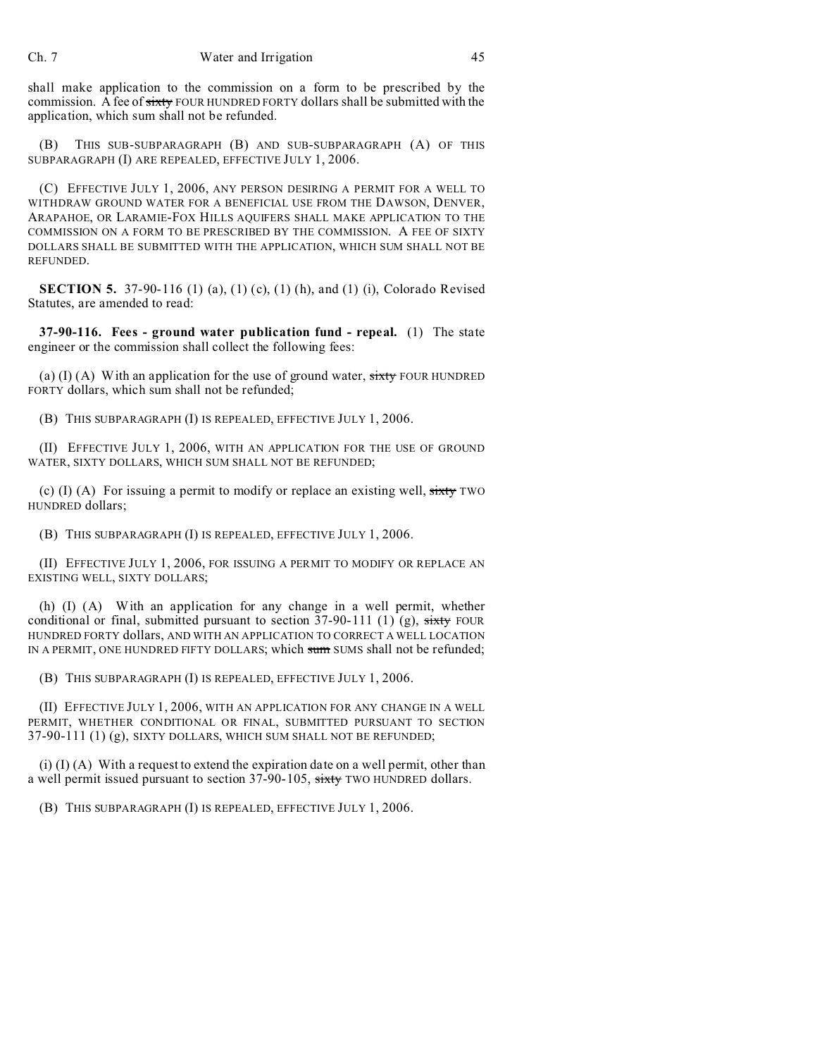shall make application to the commission on a form to be prescribed by the commission. A fee of ~~sixty~~ FOUR HUNDRED FORTY dollars shall be submitted with the application, which sum shall not be refunded.

(B) THIS SUB-SUBPARAGRAPH (B) AND SUB-SUBPARAGRAPH (A) OF THIS SUBPARAGRAPH (I) ARE REPEALED, EFFECTIVE JULY 1, 2006.

(C) EFFECTIVE JULY 1, 2006, ANY PERSON DESIRING A PERMIT FOR A WELL TO WITHDRAW GROUND WATER FOR A BENEFICIAL USE FROM THE DAWSON, DENVER, ARAPAHOE, OR LARAMIE-FOX HILLS AQUIFERS SHALL MAKE APPLICATION TO THE COMMISSION ON A FORM TO BE PRESCRIBED BY THE COMMISSION. A FEE OF SIXTY DOLLARS SHALL BE SUBMITTED WITH THE APPLICATION, WHICH SUM SHALL NOT BE REFUNDED.

**SECTION 5.** 37-90-116 (1) (a), (1) (c), (1) (h), and (1) (i), Colorado Revised Statutes, are amended to read:

**37-90-116. Fees - ground water publication fund - repeal.** (1) The state engineer or the commission shall collect the following fees:

(a) (I) (A) With an application for the use of ground water, ~~sixty~~ FOUR HUNDRED FORTY dollars, which sum shall not be refunded;

(B) THIS SUBPARAGRAPH (I) IS REPEALED, EFFECTIVE JULY 1, 2006.

(II) EFFECTIVE JULY 1, 2006, WITH AN APPLICATION FOR THE USE OF GROUND WATER, SIXTY DOLLARS, WHICH SUM SHALL NOT BE REFUNDED;

(c) (I) (A) For issuing a permit to modify or replace an existing well, ~~sixty~~ TWO HUNDRED dollars;

(B) THIS SUBPARAGRAPH (I) IS REPEALED, EFFECTIVE JULY 1, 2006.

(II) EFFECTIVE JULY 1, 2006, FOR ISSUING A PERMIT TO MODIFY OR REPLACE AN EXISTING WELL, SIXTY DOLLARS;

(h) (I) (A) With an application for any change in a well permit, whether conditional or final, submitted pursuant to section 37-90-111 (1) (g), ~~sixty~~ FOUR HUNDRED FORTY dollars, AND WITH AN APPLICATION TO CORRECT A WELL LOCATION IN A PERMIT, ONE HUNDRED FIFTY DOLLARS; which ~~sum~~ SUMS shall not be refunded;

(B) THIS SUBPARAGRAPH (I) IS REPEALED, EFFECTIVE JULY 1, 2006.

(II) EFFECTIVE JULY 1, 2006, WITH AN APPLICATION FOR ANY CHANGE IN A WELL PERMIT, WHETHER CONDITIONAL OR FINAL, SUBMITTED PURSUANT TO SECTION 37-90-111 (1) (g), SIXTY DOLLARS, WHICH SUM SHALL NOT BE REFUNDED;

(i) (I) (A) With a request to extend the expiration date on a well permit, other than a well permit issued pursuant to section 37-90-105, ~~sixty~~ TWO HUNDRED dollars.

(B) THIS SUBPARAGRAPH (I) IS REPEALED, EFFECTIVE JULY 1, 2006.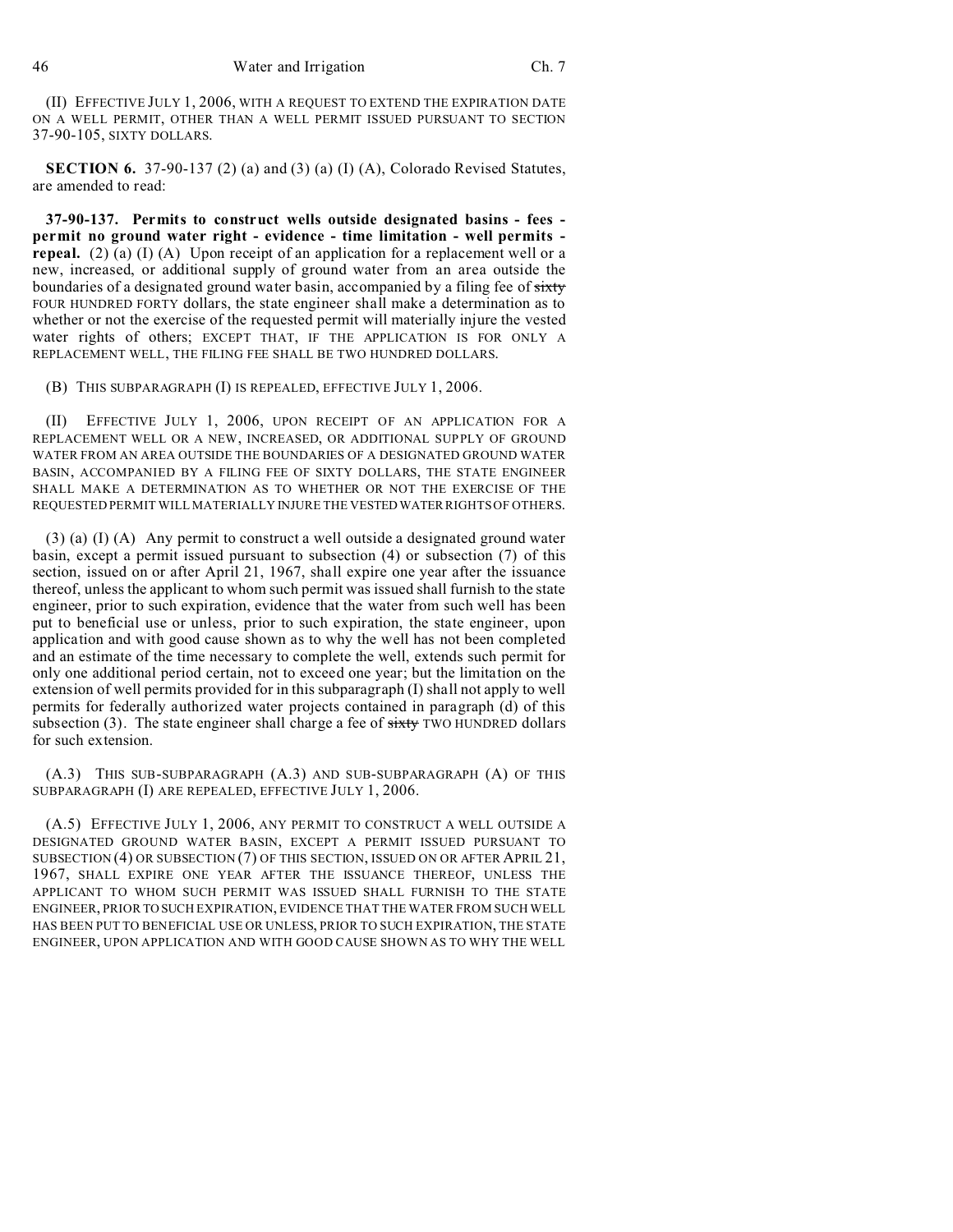(II) EFFECTIVE JULY 1, 2006, WITH A REQUEST TO EXTEND THE EXPIRATION DATE ON A WELL PERMIT, OTHER THAN A WELL PERMIT ISSUED PURSUANT TO SECTION 37-90-105, SIXTY DOLLARS.

**SECTION 6.** 37-90-137 (2) (a) and (3) (a) (I) (A), Colorado Revised Statutes, are amended to read:

**37-90-137. Permits to construct wells outside designated basins - fees - permit no ground water right - evidence - time limitation - well permits - repeal.** (2) (a) (I) (A) Upon receipt of an application for a replacement well or a new, increased, or additional supply of ground water from an area outside the boundaries of a designated ground water basin, accompanied by a filing fee of ~~sixty~~ FOUR HUNDRED FORTY dollars, the state engineer shall make a determination as to whether or not the exercise of the requested permit will materially injure the vested water rights of others; EXCEPT THAT, IF THE APPLICATION IS FOR ONLY A REPLACEMENT WELL, THE FILING FEE SHALL BE TWO HUNDRED DOLLARS.

(B) THIS SUBPARAGRAPH (I) IS REPEALED, EFFECTIVE JULY 1, 2006.

(II) EFFECTIVE JULY 1, 2006, UPON RECEIPT OF AN APPLICATION FOR A REPLACEMENT WELL OR A NEW, INCREASED, OR ADDITIONAL SUPPLY OF GROUND WATER FROM AN AREA OUTSIDE THE BOUNDARIES OF A DESIGNATED GROUND WATER BASIN, ACCOMPANIED BY A FILING FEE OF SIXTY DOLLARS, THE STATE ENGINEER SHALL MAKE A DETERMINATION AS TO WHETHER OR NOT THE EXERCISE OF THE REQUESTED PERMIT WILL MATERIALLY INJURE THE VESTED WATER RIGHTS OF OTHERS.

(3) (a) (I) (A) Any permit to construct a well outside a designated ground water basin, except a permit issued pursuant to subsection (4) or subsection (7) of this section, issued on or after April 21, 1967, shall expire one year after the issuance thereof, unless the applicant to whom such permit was issued shall furnish to the state engineer, prior to such expiration, evidence that the water from such well has been put to beneficial use or unless, prior to such expiration, the state engineer, upon application and with good cause shown as to why the well has not been completed and an estimate of the time necessary to complete the well, extends such permit for only one additional period certain, not to exceed one year; but the limitation on the extension of well permits provided for in this subparagraph (I) shall not apply to well permits for federally authorized water projects contained in paragraph (d) of this subsection (3). The state engineer shall charge a fee of ~~sixty~~ TWO HUNDRED dollars for such extension.

(A.3) THIS SUB-SUBPARAGRAPH (A.3) AND SUB-SUBPARAGRAPH (A) OF THIS SUBPARAGRAPH (I) ARE REPEALED, EFFECTIVE JULY 1, 2006.

(A.5) EFFECTIVE JULY 1, 2006, ANY PERMIT TO CONSTRUCT A WELL OUTSIDE A DESIGNATED GROUND WATER BASIN, EXCEPT A PERMIT ISSUED PURSUANT TO SUBSECTION (4) OR SUBSECTION (7) OF THIS SECTION, ISSUED ON OR AFTER APRIL 21, 1967, SHALL EXPIRE ONE YEAR AFTER THE ISSUANCE THEREOF, UNLESS THE APPLICANT TO WHOM SUCH PERMIT WAS ISSUED SHALL FURNISH TO THE STATE ENGINEER, PRIOR TO SUCH EXPIRATION, EVIDENCE THAT THE WATER FROM SUCH WELL HAS BEEN PUT TO BENEFICIAL USE OR UNLESS, PRIOR TO SUCH EXPIRATION, THE STATE ENGINEER, UPON APPLICATION AND WITH GOOD CAUSE SHOWN AS TO WHY THE WELL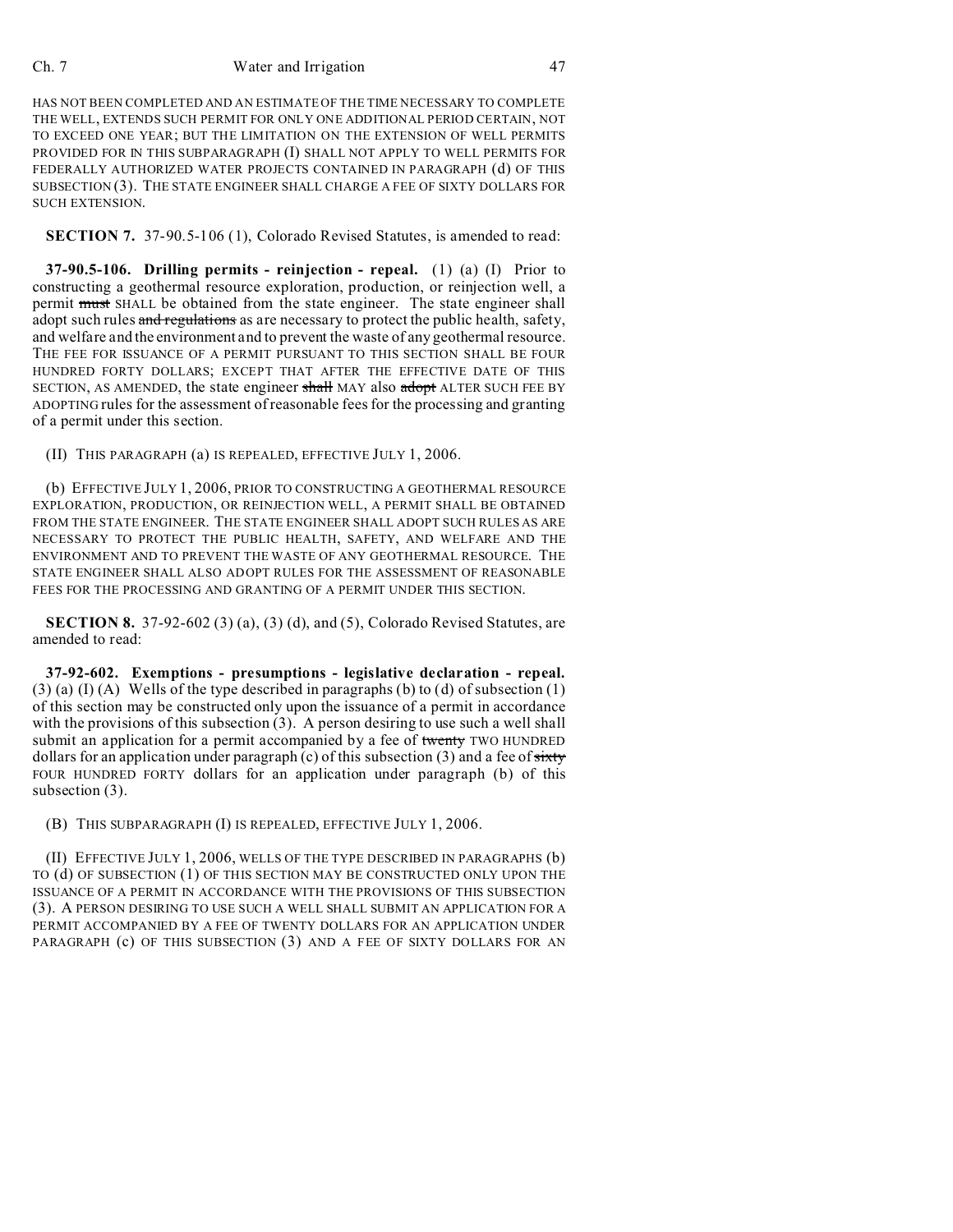HAS NOT BEEN COMPLETED AND AN ESTIMATE OF THE TIME NECESSARY TO COMPLETE THE WELL, EXTENDS SUCH PERMIT FOR ONLY ONE ADDITIONAL PERIOD CERTAIN, NOT TO EXCEED ONE YEAR; BUT THE LIMITATION ON THE EXTENSION OF WELL PERMITS PROVIDED FOR IN THIS SUBPARAGRAPH (I) SHALL NOT APPLY TO WELL PERMITS FOR FEDERALLY AUTHORIZED WATER PROJECTS CONTAINED IN PARAGRAPH (d) OF THIS SUBSECTION (3). THE STATE ENGINEER SHALL CHARGE A FEE OF SIXTY DOLLARS FOR SUCH EXTENSION.

**SECTION 7.** 37-90.5-106 (1), Colorado Revised Statutes, is amended to read:

**37-90.5-106. Drilling permits - reinjection - repeal.** (1) (a) (I) Prior to constructing a geothermal resource exploration, production, or reinjection well, a permit ~~must~~ SHALL be obtained from the state engineer. The state engineer shall adopt such rules ~~and regulations~~ as are necessary to protect the public health, safety, and welfare and the environment and to prevent the waste of any geothermal resource. THE FEE FOR ISSUANCE OF A PERMIT PURSUANT TO THIS SECTION SHALL BE FOUR HUNDRED FORTY DOLLARS; EXCEPT THAT AFTER THE EFFECTIVE DATE OF THIS SECTION, AS AMENDED, the state engineer ~~shall~~ MAY also ~~adopt~~ ALTER SUCH FEE BY ADOPTING rules for the assessment of reasonable fees for the processing and granting of a permit under this section.

(II) THIS PARAGRAPH (a) IS REPEALED, EFFECTIVE JULY 1, 2006.

(b) EFFECTIVE JULY 1, 2006, PRIOR TO CONSTRUCTING A GEOTHERMAL RESOURCE EXPLORATION, PRODUCTION, OR REINJECTION WELL, A PERMIT SHALL BE OBTAINED FROM THE STATE ENGINEER. THE STATE ENGINEER SHALL ADOPT SUCH RULES AS ARE NECESSARY TO PROTECT THE PUBLIC HEALTH, SAFETY, AND WELFARE AND THE ENVIRONMENT AND TO PREVENT THE WASTE OF ANY GEOTHERMAL RESOURCE. THE STATE ENGINEER SHALL ALSO ADOPT RULES FOR THE ASSESSMENT OF REASONABLE FEES FOR THE PROCESSING AND GRANTING OF A PERMIT UNDER THIS SECTION.

**SECTION 8.** 37-92-602 (3) (a), (3) (d), and (5), Colorado Revised Statutes, are amended to read:

**37-92-602. Exemptions - presumptions - legislative declaration - repeal.** (3) (a) (I) (A) Wells of the type described in paragraphs (b) to (d) of subsection (1) of this section may be constructed only upon the issuance of a permit in accordance with the provisions of this subsection (3). A person desiring to use such a well shall submit an application for a permit accompanied by a fee of ~~twenty~~ TWO HUNDRED dollars for an application under paragraph (c) of this subsection (3) and a fee of ~~sixty~~ FOUR HUNDRED FORTY dollars for an application under paragraph (b) of this subsection (3).

(B) THIS SUBPARAGRAPH (I) IS REPEALED, EFFECTIVE JULY 1, 2006.

(II) EFFECTIVE JULY 1, 2006, WELLS OF THE TYPE DESCRIBED IN PARAGRAPHS (b) TO (d) OF SUBSECTION (1) OF THIS SECTION MAY BE CONSTRUCTED ONLY UPON THE ISSUANCE OF A PERMIT IN ACCORDANCE WITH THE PROVISIONS OF THIS SUBSECTION (3). A PERSON DESIRING TO USE SUCH A WELL SHALL SUBMIT AN APPLICATION FOR A PERMIT ACCOMPANIED BY A FEE OF TWENTY DOLLARS FOR AN APPLICATION UNDER PARAGRAPH (c) OF THIS SUBSECTION (3) AND A FEE OF SIXTY DOLLARS FOR AN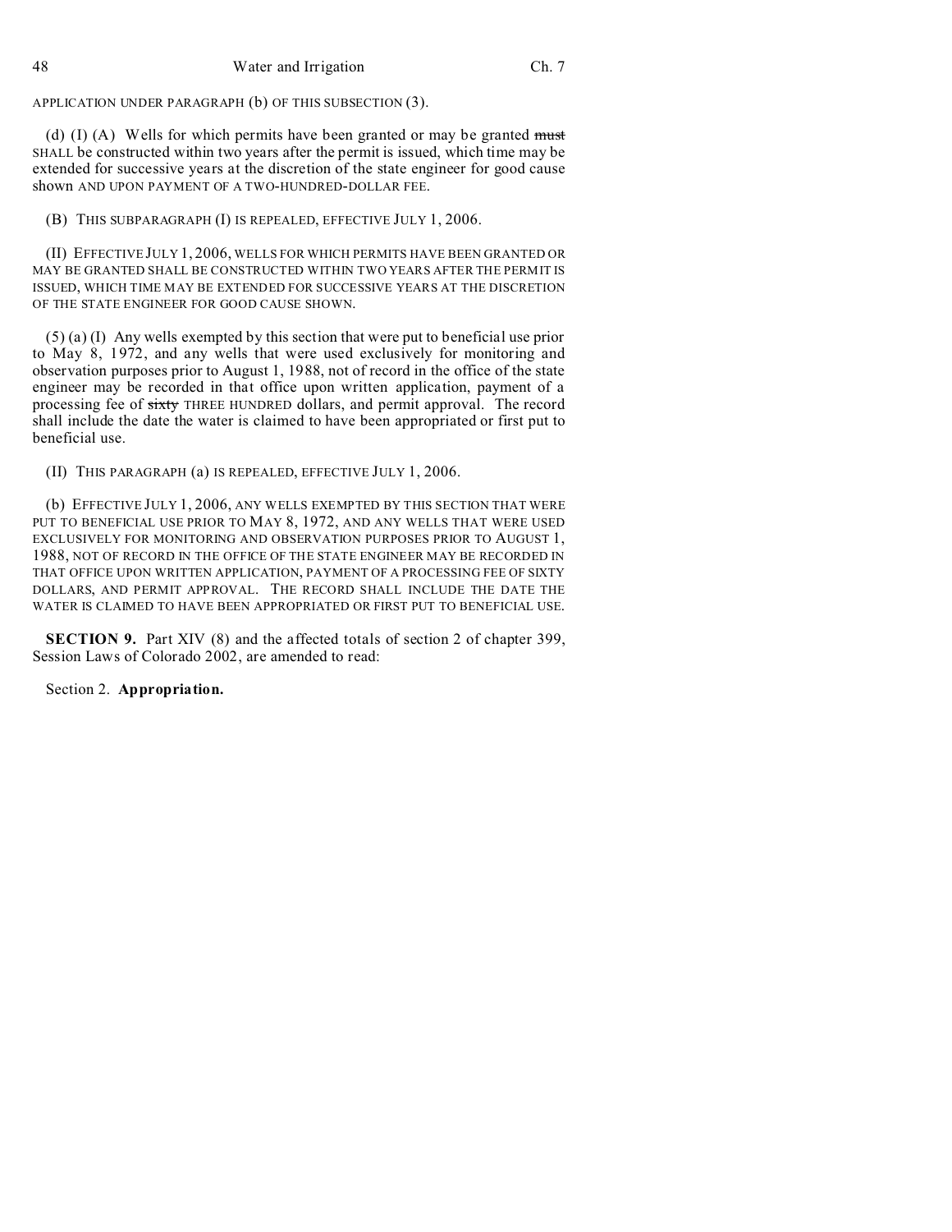APPLICATION UNDER PARAGRAPH (b) OF THIS SUBSECTION (3).

(d) (I) (A) Wells for which permits have been granted or may be granted ~~must~~ SHALL be constructed within two years after the permit is issued, which time may be extended for successive years at the discretion of the state engineer for good cause shown AND UPON PAYMENT OF A TWO-HUNDRED-DOLLAR FEE.

(B) THIS SUBPARAGRAPH (I) IS REPEALED, EFFECTIVE JULY 1, 2006.

(II) EFFECTIVE JULY 1, 2006, WELLS FOR WHICH PERMITS HAVE BEEN GRANTED OR MAY BE GRANTED SHALL BE CONSTRUCTED WITHIN TWO YEARS AFTER THE PERMIT IS ISSUED, WHICH TIME MAY BE EXTENDED FOR SUCCESSIVE YEARS AT THE DISCRETION OF THE STATE ENGINEER FOR GOOD CAUSE SHOWN.

(5) (a) (I) Any wells exempted by this section that were put to beneficial use prior to May 8, 1972, and any wells that were used exclusively for monitoring and observation purposes prior to August 1, 1988, not of record in the office of the state engineer may be recorded in that office upon written application, payment of a processing fee of ~~sixty~~ THREE HUNDRED dollars, and permit approval. The record shall include the date the water is claimed to have been appropriated or first put to beneficial use.

(II) THIS PARAGRAPH (a) IS REPEALED, EFFECTIVE JULY 1, 2006.

(b) EFFECTIVE JULY 1, 2006, ANY WELLS EXEMPTED BY THIS SECTION THAT WERE PUT TO BENEFICIAL USE PRIOR TO MAY 8, 1972, AND ANY WELLS THAT WERE USED EXCLUSIVELY FOR MONITORING AND OBSERVATION PURPOSES PRIOR TO AUGUST 1, 1988, NOT OF RECORD IN THE OFFICE OF THE STATE ENGINEER MAY BE RECORDED IN THAT OFFICE UPON WRITTEN APPLICATION, PAYMENT OF A PROCESSING FEE OF SIXTY DOLLARS, AND PERMIT APPROVAL. THE RECORD SHALL INCLUDE THE DATE THE WATER IS CLAIMED TO HAVE BEEN APPROPRIATED OR FIRST PUT TO BENEFICIAL USE.

**SECTION 9.** Part XIV (8) and the affected totals of section 2 of chapter 399, Session Laws of Colorado 2002, are amended to read:

Section 2. **Appropriation.**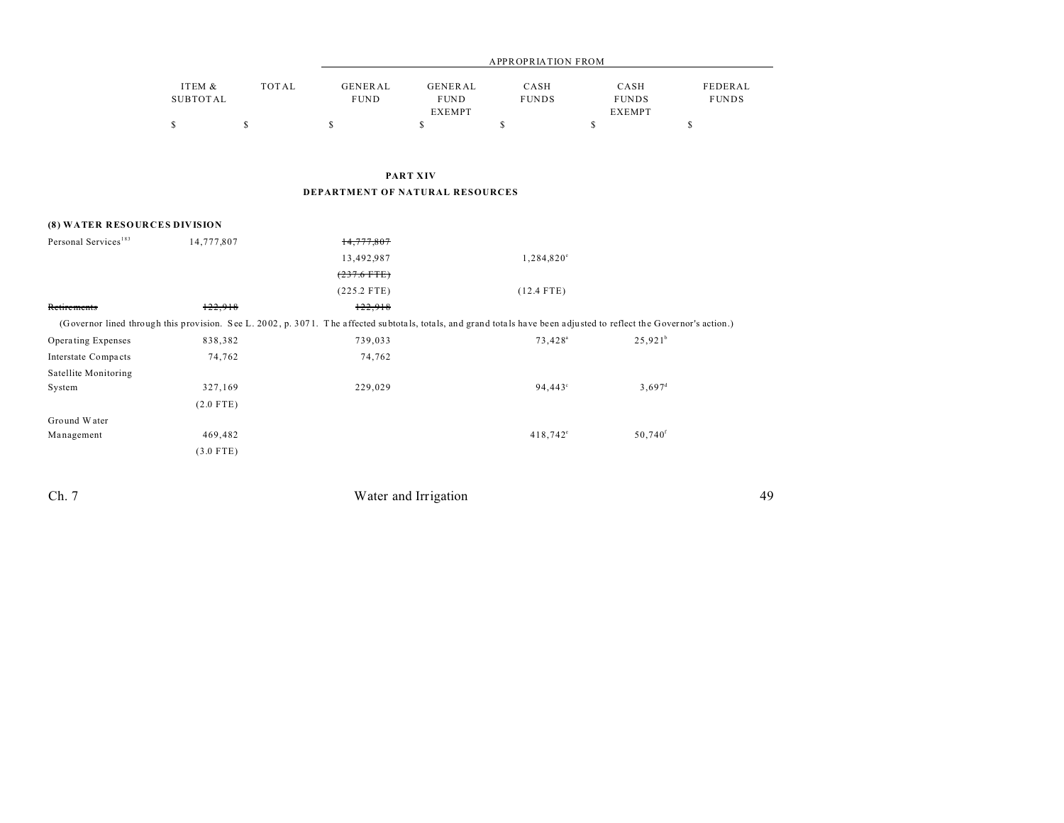| | | | APPROPRIATION FROM | | | | |
|---|---|---|---|---|---|---|---|
| | ITEM & SUBTOTAL | TOTAL | GENERAL FUND | GENERAL FUND EXEMPT | CASH FUNDS | CASH FUNDS EXEMPT | FEDERAL FUNDS |
| | $ | $ | $ | $ | $ | $ | $ |

## PART XIV
## DEPARTMENT OF NATURAL RESOURCES

**(8) WATER RESOURCES DIVISION**

| | ITEM & SUBTOTAL | TOTAL | GENERAL FUND | GENERAL FUND EXEMPT | CASH FUNDS | CASH FUNDS EXEMPT | FEDERAL FUNDS |
|---|---|---|---|---|---|---|---|
| Personal Services[183] | 14,777,807 | | ~~14,777,807~~ | | | | |
| | | | 13,492,987 | | 1,284,820[e] | | |
| | | | ~~(237.6 FTE)~~ | | | | |
| | | | (225.2 FTE) | | (12.4 FTE) | | |
| ~~Retirements~~ | ~~122,918~~ | | ~~122,918~~ | | | | |

(Governor lined through this provision. See L. 2002, p. 3071. The affected subtotals, totals, and grand totals have been adjusted to reflect the Governor's action.)

| | ITEM & SUBTOTAL | TOTAL | GENERAL FUND | GENERAL FUND EXEMPT | CASH FUNDS | CASH FUNDS EXEMPT | FEDERAL FUNDS |
|---|---|---|---|---|---|---|---|
| Operating Expenses | 838,382 | | 739,033 | | 73,428[a] | 25,921[b] | |
| Interstate Compacts | 74,762 | | 74,762 | | | | |
| Satellite Monitoring System | 327,169 | | 229,029 | | 94,443[c] | 3,697[d] | |
| | (2.0 FTE) | | | | | | |
| Ground Water Management | 469,482 | | | | 418,742[e] | 50,740[f] | |
| | (3.0 FTE) | | | | | | |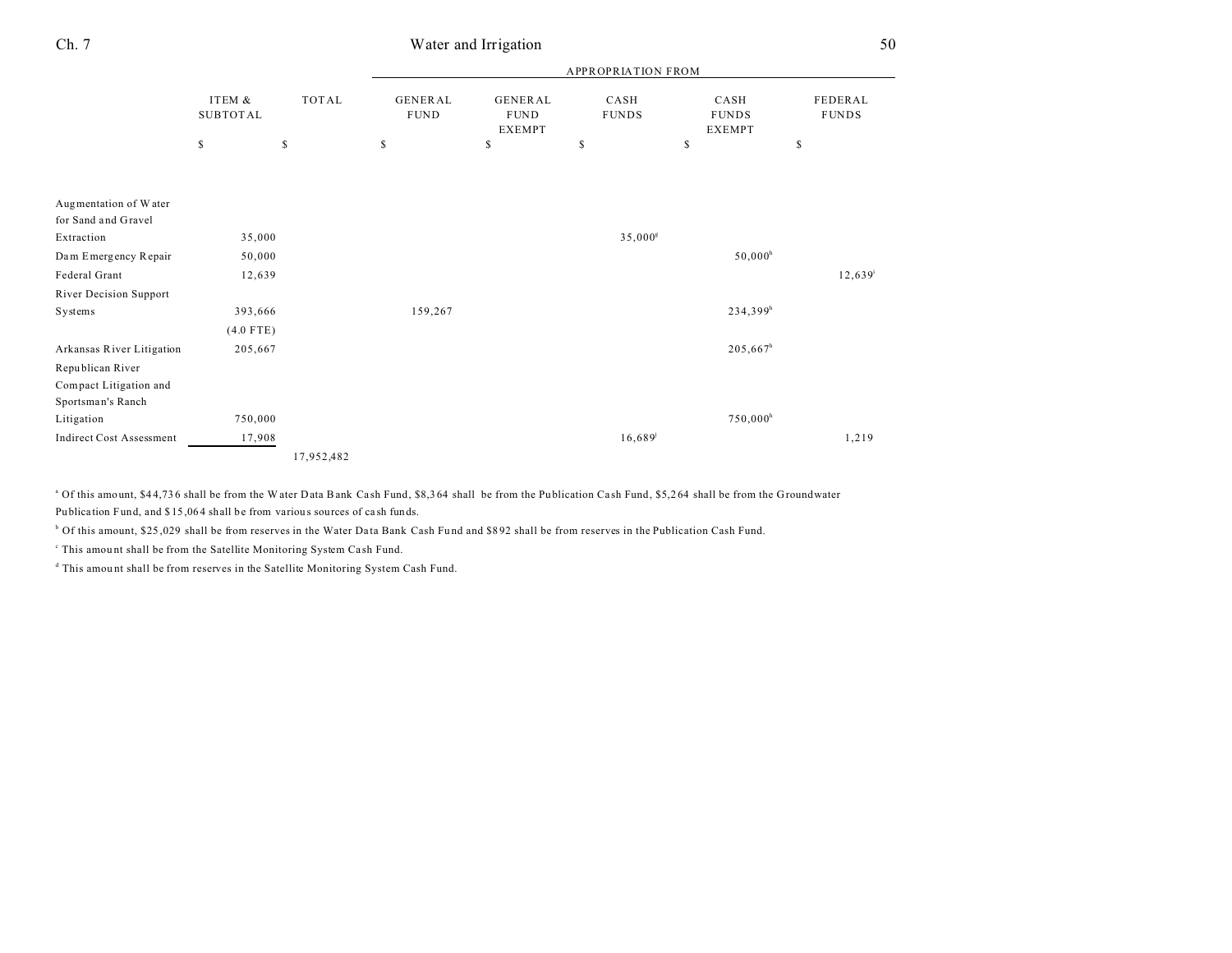| | ITEM & SUBTOTAL | TOTAL | APPROPRIATION FROM | | | | |
|---|---|---|---|---|---|---|---|
| | | | GENERAL FUND | GENERAL FUND EXEMPT | CASH FUNDS | CASH FUNDS EXEMPT | FEDERAL FUNDS |
| | $ | $ | $ | $ | $ | $ | $ |
| Augmentation of Water for Sand and Gravel Extraction | 35,000 | | | | 35,000[g] | | |
| Dam Emergency Repair | 50,000 | | | | | 50,000[h] | |
| Federal Grant | 12,639 | | | | | | 12,639[i] |
| River Decision Support Systems | 393,666 | | 159,267 | | | 234,399[h] | |
| | (4.0 FTE) | | | | | | |
| Arkansas River Litigation | 205,667 | | | | | 205,667[h] | |
| Republican River Compact Litigation and Sportsman's Ranch Litigation | 750,000 | | | | | 750,000[h] | |
| Indirect Cost Assessment | 17,908 | | | | 16,689[j] | | 1,219 |
| | | 17,952,482 | | | | | |

[a] Of this amount, $44,736 shall be from the Water Data Bank Cash Fund, $8,364 shall be from the Publication Cash Fund, $5,264 shall be from the Groundwater Publication Fund, and $15,064 shall be from various sources of cash funds.

[b] Of this amount, $25,029 shall be from reserves in the Water Data Bank Cash Fund and $892 shall be from reserves in the Publication Cash Fund.

[c] This amount shall be from the Satellite Monitoring System Cash Fund.

[d] This amount shall be from reserves in the Satellite Monitoring System Cash Fund.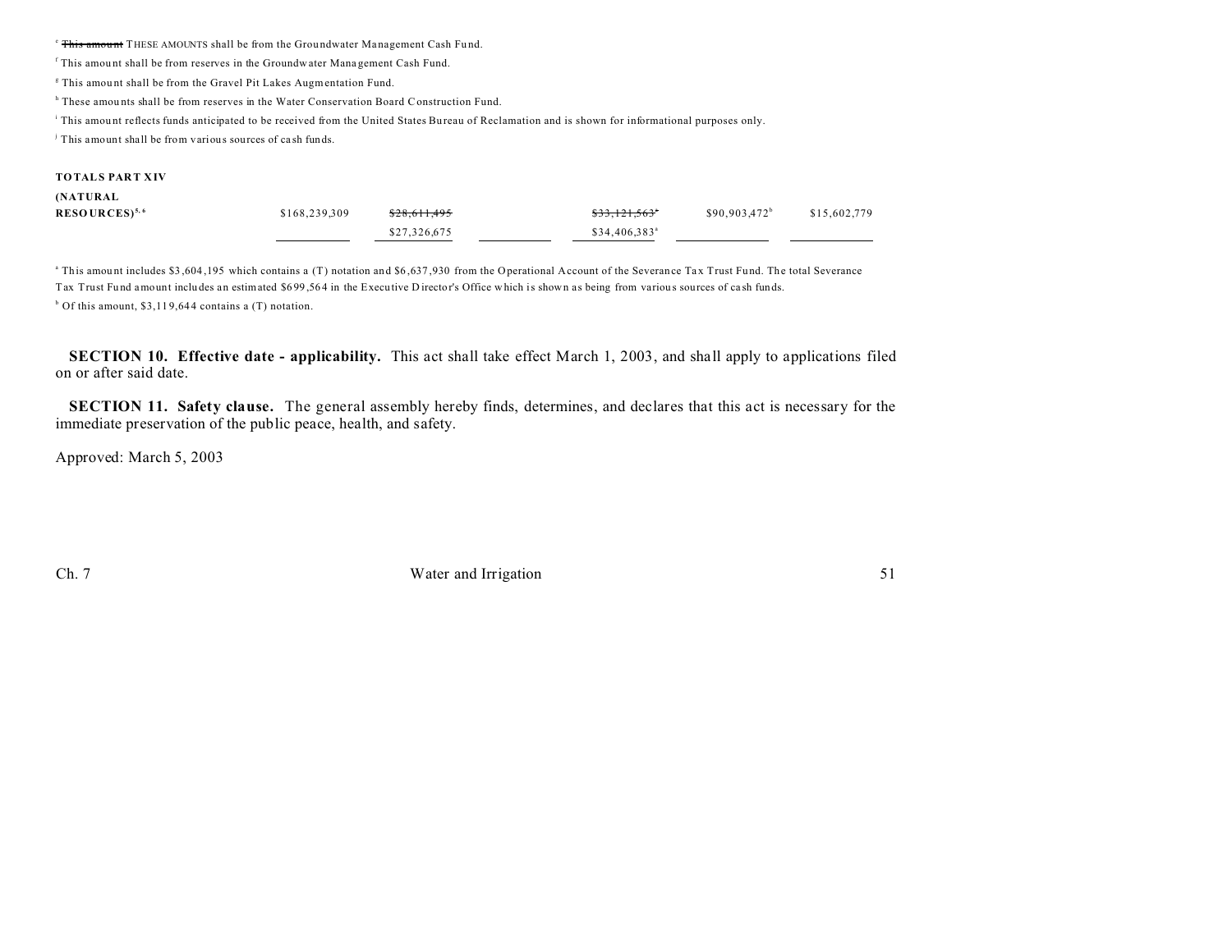[e] ~~This amount~~ THESE AMOUNTS shall be from the Groundwater Management Cash Fund.

[f] This amount shall be from reserves in the Groundwater Management Cash Fund.

[g] This amount shall be from the Gravel Pit Lakes Augmentation Fund.

[h] These amounts shall be from reserves in the Water Conservation Board Construction Fund.

[i] This amount reflects funds anticipated to be received from the United States Bureau of Reclamation and is shown for informational purposes only.

[j] This amount shall be from various sources of cash funds.

| | | | | | | |
|---|---|---|---|---|---|---|
| **TOTALS PART XIV (NATURAL RESOURCES)**[5, 6] | $168,239,309 | ~~$28,611,495~~ | | ~~$33,121,563~~[a] | $90,903,472[b] | $15,602,779 |
| | | $27,326,675 | | $34,406,383[a] | | |

[a] This amount includes $3,604,195 which contains a (T) notation and $6,637,930 from the Operational Account of the Severance Tax Trust Fund. The total Severance Tax Trust Fund amount includes an estimated $699,564 in the Executive Director's Office which is shown as being from various sources of cash funds.

[b] Of this amount, $3,119,644 contains a (T) notation.

**SECTION 10. Effective date - applicability.** This act shall take effect March 1, 2003, and shall apply to applications filed on or after said date.

**SECTION 11. Safety clause.** The general assembly hereby finds, determines, and declares that this act is necessary for the immediate preservation of the public peace, health, and safety.

Approved: March 5, 2003